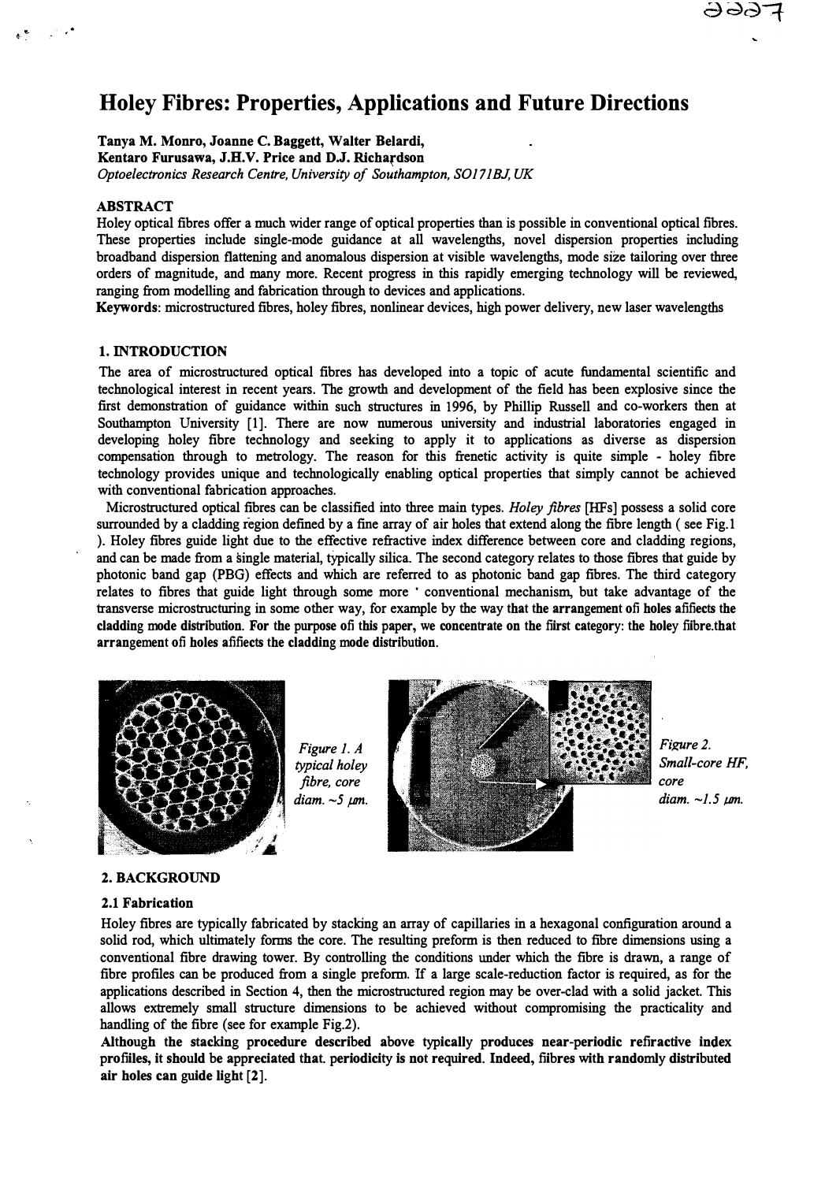# Holey Fibres: Properties, Applications and Future Directions

**Tanya M. Monro, Joanne C. Baggett, Walter Belardi,**
**Kentaro Furusawa, J.H.V. Price and D.J. Richardson**
*Optoelectronics Research Centre, University of Southampton, SO17 1BJ, UK*

## ABSTRACT

Holey optical fibres offer a much wider range of optical properties than is possible in conventional optical fibres. These properties include single-mode guidance at all wavelengths, novel dispersion properties including broadband dispersion flattening and anomalous dispersion at visible wavelengths, mode size tailoring over three orders of magnitude, and many more. Recent progress in this rapidly emerging technology will be reviewed, ranging from modelling and fabrication through to devices and applications.

**Keywords**: microstructured fibres, holey fibres, nonlinear devices, high power delivery, new laser wavelengths

## 1. INTRODUCTION

The area of microstructured optical fibres has developed into a topic of acute fundamental scientific and technological interest in recent years. The growth and development of the field has been explosive since the first demonstration of guidance within such structures in 1996, by Phillip Russell and co-workers then at Southampton University [1]. There are now numerous university and industrial laboratories engaged in developing holey fibre technology and seeking to apply it to applications as diverse as dispersion compensation through to metrology. The reason for this frenetic activity is quite simple - holey fibre technology provides unique and technologically enabling optical properties that simply cannot be achieved with conventional fabrication approaches.

Microstructured optical fibres can be classified into three main types. *Holey fibres* [HFs] possess a solid core surrounded by a cladding region defined by a fine array of air holes that extend along the fibre length ( see Fig.1 ). Holey fibres guide light due to the effective refractive index difference between core and cladding regions, and can be made from a single material, typically silica. The second category relates to those fibres that guide by photonic band gap (PBG) effects and which are referred to as photonic band gap fibres. The third category relates to fibres that guide light through some more conventional mechanism, but take advantage of the transverse microstructuring in some other way, for example by the way that the arrangement ofi holes afifiects the cladding mode distribution. For the purpose ofi this paper, we concentrate on the fiirst category: the holey fiibre.that arrangement ofi holes afifiects the cladding mode distribution.

*Figure 1. A typical holey fibre, core diam. ~5 μm.*

*Figure 2. Small-core HF, core diam. ~1.5 μm.*

## 2. BACKGROUND

### 2.1 Fabrication

Holey fibres are typically fabricated by stacking an array of capillaries in a hexagonal configuration around a solid rod, which ultimately forms the core. The resulting preform is then reduced to fibre dimensions using a conventional fibre drawing tower. By controlling the conditions under which the fibre is drawn, a range of fibre profiles can be produced from a single preform. If a large scale-reduction factor is required, as for the applications described in Section 4, then the microstructured region may be over-clad with a solid jacket. This allows extremely small structure dimensions to be achieved without compromising the practicality and handling of the fibre (see for example Fig.2).

**Although the stacking procedure described above typically produces near-periodic refiractive index profiiles, it should be appreciated that. periodicity is not required. Indeed, fiibres with randomly distributed air holes can guide light [2].**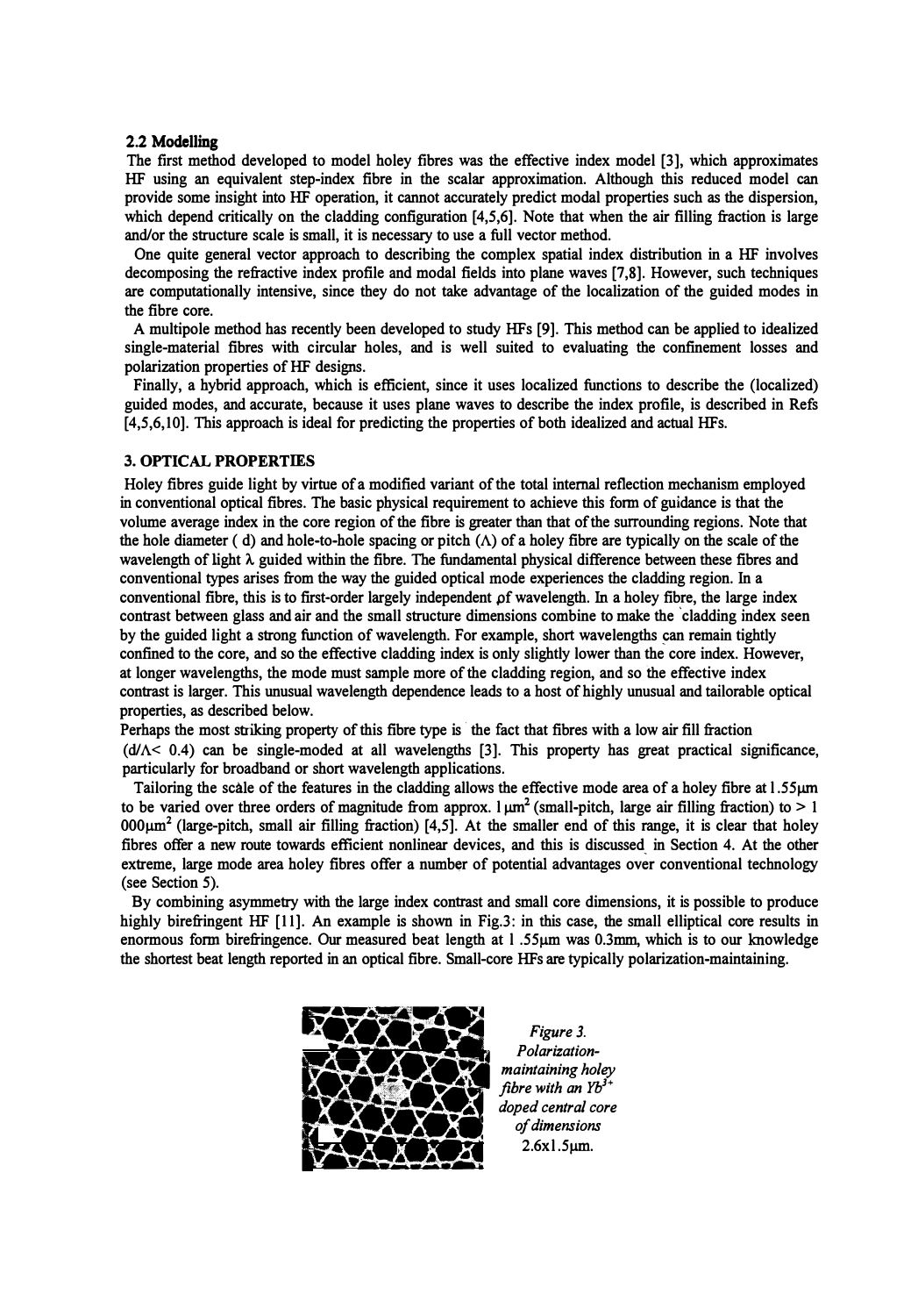## 2.2 Modelling

The first method developed to model holey fibres was the effective index model [3], which approximates HF using an equivalent step-index fibre in the scalar approximation. Although this reduced model can provide some insight into HF operation, it cannot accurately predict modal properties such as the dispersion, which depend critically on the cladding configuration [4,5,6]. Note that when the air filling fraction is large and/or the structure scale is small, it is necessary to use a full vector method.

One quite general vector approach to describing the complex spatial index distribution in a HF involves decomposing the refractive index profile and modal fields into plane waves [7,8]. However, such techniques are computationally intensive, since they do not take advantage of the localization of the guided modes in the fibre core.

A multipole method has recently been developed to study HFs [9]. This method can be applied to idealized single-material fibres with circular holes, and is well suited to evaluating the confinement losses and polarization properties of HF designs.

Finally, a hybrid approach, which is efficient, since it uses localized functions to describe the (localized) guided modes, and accurate, because it uses plane waves to describe the index profile, is described in Refs [4,5,6,10]. This approach is ideal for predicting the properties of both idealized and actual HFs.

## 3. OPTICAL PROPERTIES

Holey fibres guide light by virtue of a modified variant of the total internal reflection mechanism employed in conventional optical fibres. The basic physical requirement to achieve this form of guidance is that the volume average index in the core region of the fibre is greater than that of the surrounding regions. Note that the hole diameter ( d) and hole-to-hole spacing or pitch ($\Lambda$) of a holey fibre are typically on the scale of the wavelength of light $\lambda$ guided within the fibre. The fundamental physical difference between these fibres and conventional types arises from the way the guided optical mode experiences the cladding region. In a conventional fibre, this is to first-order largely independent of wavelength. In a holey fibre, the large index contrast between glass and air and the small structure dimensions combine to make the cladding index seen by the guided light a strong function of wavelength. For example, short wavelengths can remain tightly confined to the core, and so the effective cladding index is only slightly lower than the core index. However, at longer wavelengths, the mode must sample more of the cladding region, and so the effective index contrast is larger. This unusual wavelength dependence leads to a host of highly unusual and tailorable optical properties, as described below.

Perhaps the most striking property of this fibre type is the fact that fibres with a low air fill fraction ($d/\Lambda < 0.4$) can be single-moded at all wavelengths [3]. This property has great practical significance, particularly for broadband or short wavelength applications.

Tailoring the scale of the features in the cladding allows the effective mode area of a holey fibre at 1.55μm to be varied over three orders of magnitude from approx. 1 μm$^2$ (small-pitch, large air filling fraction) to > 1 000μm$^2$ (large-pitch, small air filling fraction) [4,5]. At the smaller end of this range, it is clear that holey fibres offer a new route towards efficient nonlinear devices, and this is discussed in Section 4. At the other extreme, large mode area holey fibres offer a number of potential advantages over conventional technology (see Section 5).

By combining asymmetry with the large index contrast and small core dimensions, it is possible to produce highly birefringent HF [11]. An example is shown in Fig.3: in this case, the small elliptical core results in enormous form birefringence. Our measured beat length at 1.55μm was 0.3mm, which is to our knowledge the shortest beat length reported in an optical fibre. Small-core HFs are typically polarization-maintaining.

*Figure 3. Polarization-maintaining holey fibre with an $Yb^{3+}$ doped central core of dimensions 2.6x1.5μm.*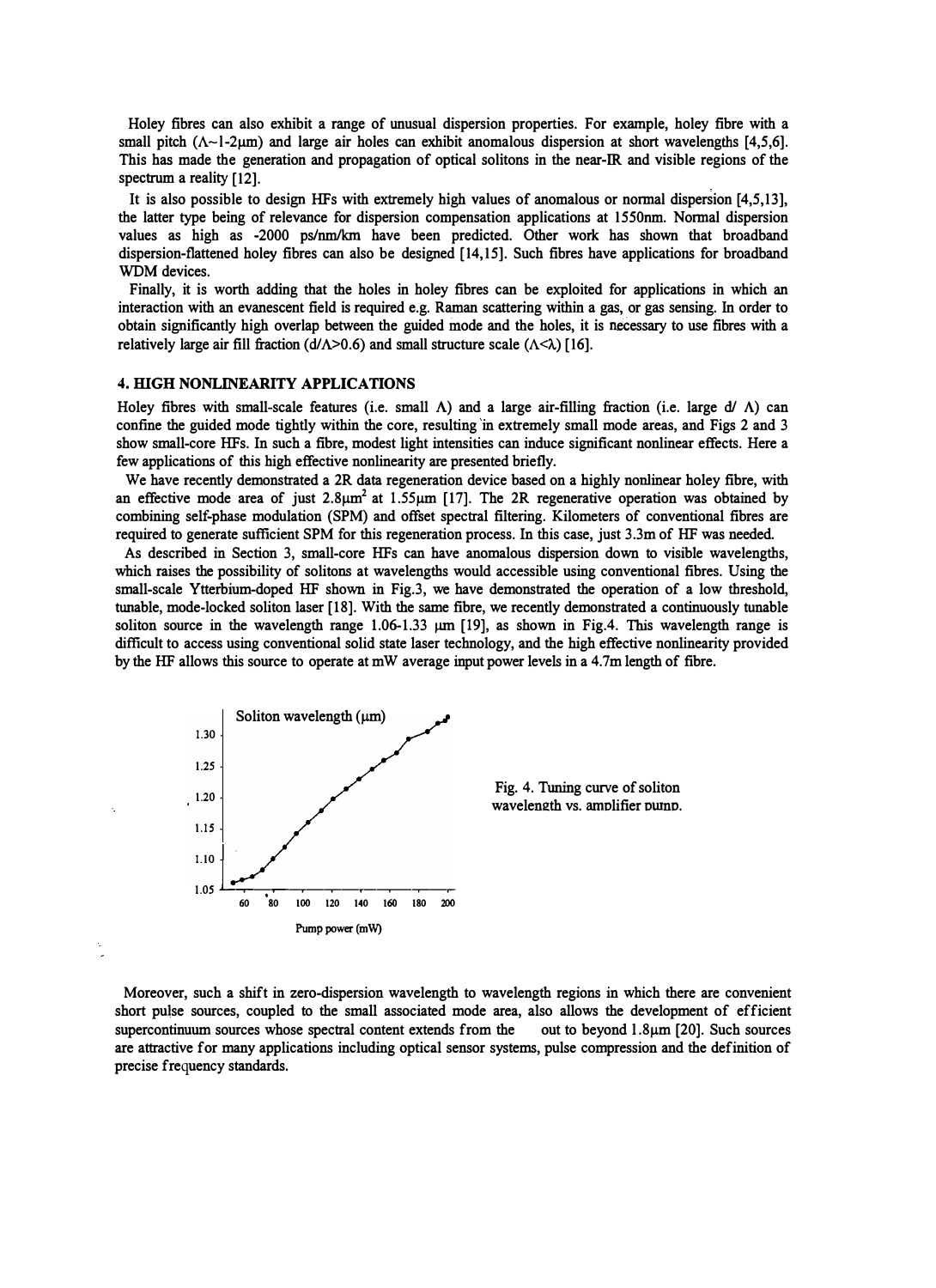Holey fibres can also exhibit a range of unusual dispersion properties. For example, holey fibre with a small pitch ($\Lambda$~1-2μm) and large air holes can exhibit anomalous dispersion at short wavelengths [4,5,6]. This has made the generation and propagation of optical solitons in the near-IR and visible regions of the spectrum a reality [12].

It is also possible to design HFs with extremely high values of anomalous or normal dispersion [4,5,13], the latter type being of relevance for dispersion compensation applications at 1550nm. Normal dispersion values as high as -2000 ps/nm/km have been predicted. Other work has shown that broadband dispersion-flattened holey fibres can also be designed [14,15]. Such fibres have applications for broadband WDM devices.

Finally, it is worth adding that the holes in holey fibres can be exploited for applications in which an interaction with an evanescent field is required e.g. Raman scattering within a gas, or gas sensing. In order to obtain significantly high overlap between the guided mode and the holes, it is necessary to use fibres with a relatively large air fill fraction ($d/\Lambda>0.6$) and small structure scale ($\Lambda<\lambda$) [16].

## 4. HIGH NONLINEARITY APPLICATIONS

Holey fibres with small-scale features (i.e. small $\Lambda$) and a large air-filling fraction (i.e. large $d/\Lambda$) can confine the guided mode tightly within the core, resulting in extremely small mode areas, and Figs 2 and 3 show small-core HFs. In such a fibre, modest light intensities can induce significant nonlinear effects. Here a few applications of this high effective nonlinearity are presented briefly.

We have recently demonstrated a 2R data regeneration device based on a highly nonlinear holey fibre, with an effective mode area of just 2.8μm$^2$ at 1.55μm [17]. The 2R regenerative operation was obtained by combining self-phase modulation (SPM) and offset spectral filtering. Kilometers of conventional fibres are required to generate sufficient SPM for this regeneration process. In this case, just 3.3m of HF was needed.

As described in Section 3, small-core HFs can have anomalous dispersion down to visible wavelengths, which raises the possibility of solitons at wavelengths would accessible using conventional fibres. Using the small-scale Ytterbium-doped HF shown in Fig.3, we have demonstrated the operation of a low threshold, tunable, mode-locked soliton laser [18]. With the same fibre, we recently demonstrated a continuously tunable soliton source in the wavelength range 1.06-1.33 μm [19], as shown in Fig.4. This wavelength range is difficult to access using conventional solid state laser technology, and the high effective nonlinearity provided by the HF allows this source to operate at mW average input power levels in a 4.7m length of fibre.

Fig. 4. Tuning curve of soliton wavelength vs. amplifier pump.

Moreover, such a shift in zero-dispersion wavelength to wavelength regions in which there are convenient short pulse sources, coupled to the small associated mode area, also allows the development of efficient supercontinuum sources whose spectral content extends from the out to beyond 1.8μm [20]. Such sources are attractive for many applications including optical sensor systems, pulse compression and the definition of precise frequency standards.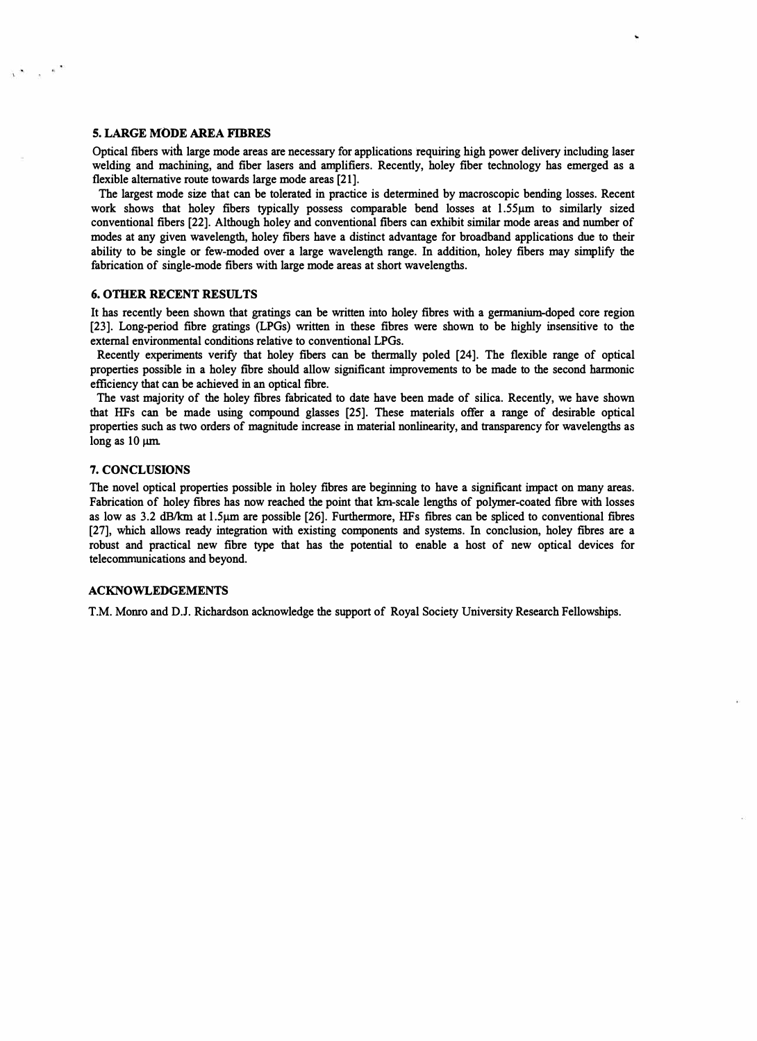## 5. LARGE MODE AREA FIBRES

Optical fibers with large mode areas are necessary for applications requiring high power delivery including laser welding and machining, and fiber lasers and amplifiers. Recently, holey fiber technology has emerged as a flexible alternative route towards large mode areas [21].

The largest mode size that can be tolerated in practice is determined by macroscopic bending losses. Recent work shows that holey fibers typically possess comparable bend losses at 1.55μm to similarly sized conventional fibers [22]. Although holey and conventional fibers can exhibit similar mode areas and number of modes at any given wavelength, holey fibers have a distinct advantage for broadband applications due to their ability to be single or few-moded over a large wavelength range. In addition, holey fibers may simplify the fabrication of single-mode fibers with large mode areas at short wavelengths.

## 6. OTHER RECENT RESULTS

It has recently been shown that gratings can be written into holey fibres with a germanium-doped core region [23]. Long-period fibre gratings (LPGs) written in these fibres were shown to be highly insensitive to the external environmental conditions relative to conventional LPGs.

Recently experiments verify that holey fibers can be thermally poled [24]. The flexible range of optical properties possible in a holey fibre should allow significant improvements to be made to the second harmonic efficiency that can be achieved in an optical fibre.

The vast majority of the holey fibres fabricated to date have been made of silica. Recently, we have shown that HFs can be made using compound glasses [25]. These materials offer a range of desirable optical properties such as two orders of magnitude increase in material nonlinearity, and transparency for wavelengths as long as 10 μm.

## 7. CONCLUSIONS

The novel optical properties possible in holey fibres are beginning to have a significant impact on many areas. Fabrication of holey fibres has now reached the point that km-scale lengths of polymer-coated fibre with losses as low as 3.2 dB/km at 1.5μm are possible [26]. Furthermore, HFs fibres can be spliced to conventional fibres [27], which allows ready integration with existing components and systems. In conclusion, holey fibres are a robust and practical new fibre type that has the potential to enable a host of new optical devices for telecommunications and beyond.

## ACKNOWLEDGEMENTS

T.M. Monro and D.J. Richardson acknowledge the support of Royal Society University Research Fellowships.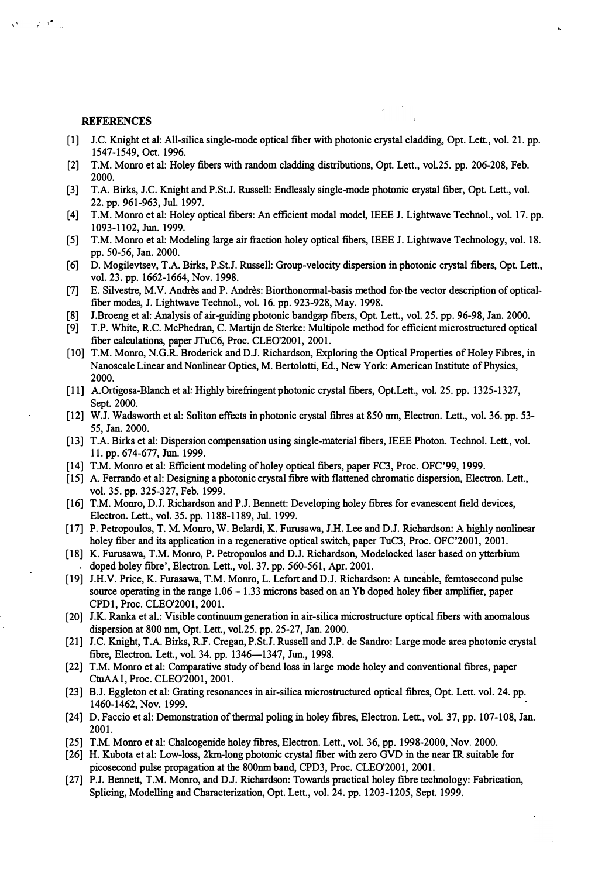**REFERENCES**

[1] J.C. Knight et al: All-silica single-mode optical fiber with photonic crystal cladding, Opt. Lett., vol. 21. pp. 1547-1549, Oct. 1996.

[2] T.M. Monro et al: Holey fibers with random cladding distributions, Opt. Lett., vol.25. pp. 206-208, Feb. 2000.

[3] T.A. Birks, J.C. Knight and P.St.J. Russell: Endlessly single-mode photonic crystal fiber, Opt. Lett., vol. 22. pp. 961-963, Jul. 1997.

[4] T.M. Monro et al: Holey optical fibers: An efficient modal model, IEEE J. Lightwave Technol., vol. 17. pp. 1093-1102, Jun. 1999.

[5] T.M. Monro et al: Modeling large air fraction holey optical fibers, IEEE J. Lightwave Technology, vol. 18. pp. 50-56, Jan. 2000.

[6] D. Mogilevtsev, T.A. Birks, P.St.J. Russell: Group-velocity dispersion in photonic crystal fibers, Opt. Lett., vol. 23. pp. 1662-1664, Nov. 1998.

[7] E. Silvestre, M.V. Andrès and P. Andrès: Biorthonormal-basis method for the vector description of optical-fiber modes, J. Lightwave Technol., vol. 16. pp. 923-928, May. 1998.

[8] J.Broeng et al: Analysis of air-guiding photonic bandgap fibers, Opt. Lett., vol. 25. pp. 96-98, Jan. 2000.

[9] T.P. White, R.C. McPhedran, C. Martijn de Sterke: Multipole method for efficient microstructured optical fiber calculations, paper JTuC6, Proc. CLEO'2001, 2001.

[10] T.M. Monro, N.G.R. Broderick and D.J. Richardson, Exploring the Optical Properties of Holey Fibres, in Nanoscale Linear and Nonlinear Optics, M. Bertolotti, Ed., New York: American Institute of Physics, 2000.

[11] A.Ortigosa-Blanch et al: Highly birefringent photonic crystal fibers, Opt.Lett., vol. 25. pp. 1325-1327, Sept. 2000.

[12] W.J. Wadsworth et al: Soliton effects in photonic crystal fibres at 850 nm, Electron. Lett., vol. 36. pp. 53-55, Jan. 2000.

[13] T.A. Birks et al: Dispersion compensation using single-material fibers, IEEE Photon. Technol. Lett., vol. 11. pp. 674-677, Jun. 1999.

[14] T.M. Monro et al: Efficient modeling of holey optical fibers, paper FC3, Proc. OFC'99, 1999.

[15] A. Ferrando et al: Designing a photonic crystal fibre with flattened chromatic dispersion, Electron. Lett., vol. 35. pp. 325-327, Feb. 1999.

[16] T.M. Monro, D.J. Richardson and P.J. Bennett: Developing holey fibres for evanescent field devices, Electron. Lett., vol. 35. pp. 1188-1189, Jul. 1999.

[17] P. Petropoulos, T. M. Monro, W. Belardi, K. Furusawa, J.H. Lee and D.J. Richardson: A highly nonlinear holey fiber and its application in a regenerative optical switch, paper TuC3, Proc. OFC'2001, 2001.

[18] K. Furusawa, T.M. Monro, P. Petropoulos and D.J. Richardson, Modelocked laser based on ytterbium doped holey fibre', Electron. Lett., vol. 37. pp. 560-561, Apr. 2001.

[19] J.H.V. Price, K. Furasawa, T.M. Monro, L. Lefort and D.J. Richardson: A tuneable, femtosecond pulse source operating in the range 1.06 – 1.33 microns based on an Yb doped holey fiber amplifier, paper CPD1, Proc. CLEO'2001, 2001.

[20] J.K. Ranka et al.: Visible continuum generation in air-silica microstructure optical fibers with anomalous dispersion at 800 nm, Opt. Lett., vol.25. pp. 25-27, Jan. 2000.

[21] J.C. Knight, T.A. Birks, R.F. Cregan, P.St.J. Russell and J.P. de Sandro: Large mode area photonic crystal fibre, Electron. Lett., vol. 34. pp. 1346—1347, Jun., 1998.

[22] T.M. Monro et al: Comparative study of bend loss in large mode holey and conventional fibres, paper CtuAA1, Proc. CLEO'2001, 2001.

[23] B.J. Eggleton et al: Grating resonances in air-silica microstructured optical fibres, Opt. Lett. vol. 24. pp. 1460-1462, Nov. 1999.

[24] D. Faccio et al: Demonstration of thermal poling in holey fibres, Electron. Lett., vol. 37, pp. 107-108, Jan. 2001.

[25] T.M. Monro et al: Chalcogenide holey fibres, Electron. Lett., vol. 36, pp. 1998-2000, Nov. 2000.

[26] H. Kubota et al: Low-loss, 2km-long photonic crystal fiber with zero GVD in the near IR suitable for picosecond pulse propagation at the 800nm band, CPD3, Proc. CLEO'2001, 2001.

[27] P.J. Bennett, T.M. Monro, and D.J. Richardson: Towards practical holey fibre technology: Fabrication, Splicing, Modelling and Characterization, Opt. Lett., vol. 24. pp. 1203-1205, Sept. 1999.